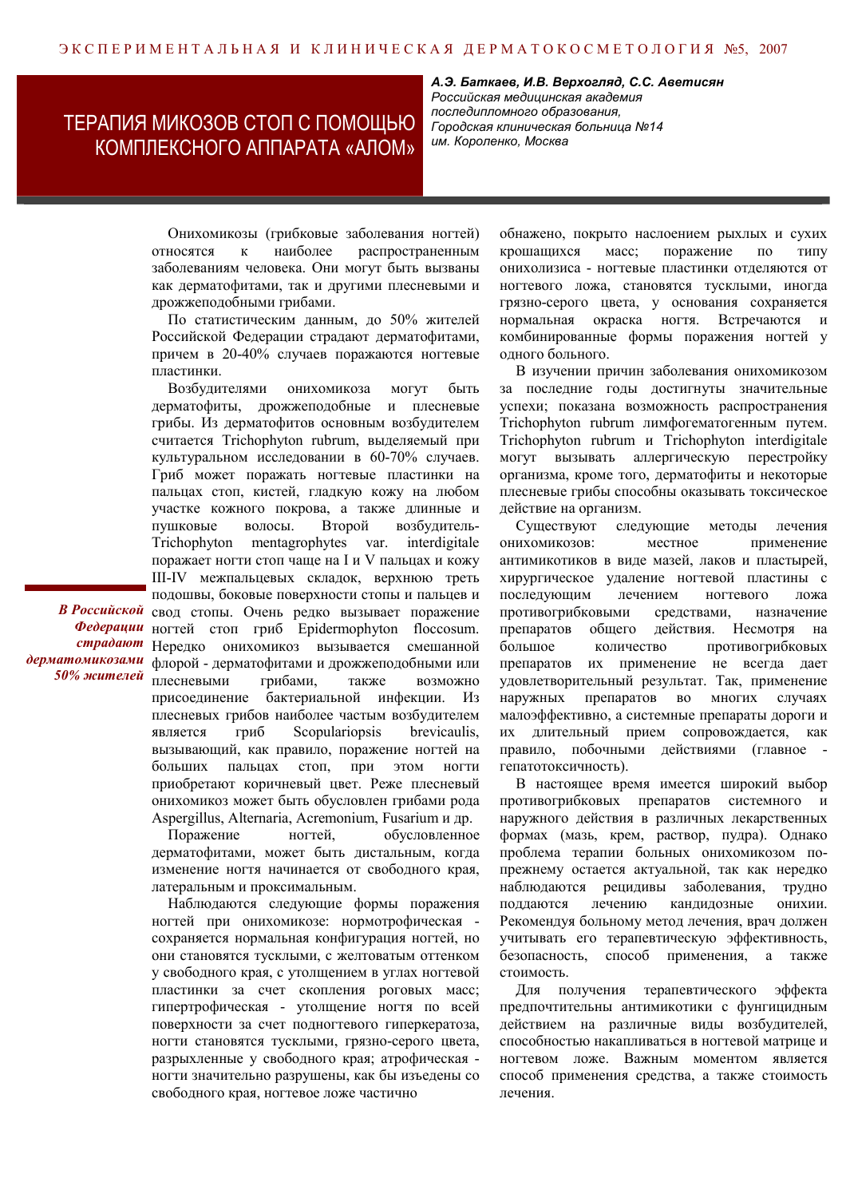# ТЕРАПИЯ МИКОЗОВ СТОП С ПОМОЩЬЮ КОМПЛЕКСНОГО АППАРАТА «АЛОМ»

***А.Э. Баткаев, И.В. Верхогляд, С.С. Аветисян***
*Российская медицинская академия последипломного образования, Городская клиническая больница №14 им. Короленко, Москва*

Онихомикозы (грибковые заболевания ногтей) относятся к наиболее распространенным заболеваниям человека. Они могут быть вызваны как дерматофитами, так и другими плесневыми и дрожжеподобными грибами.

По статистическим данным, до 50% жителей Российской Федерации страдают дерматофитами, причем в 20-40% случаев поражаются ногтевые пластинки.

Возбудителями онихомикоза могут быть дерматофиты, дрожжеподобные и плесневые грибы. Из дерматофитов основным возбудителем считается Trichophyton rubrum, выделяемый при культуральном исследовании в 60-70% случаев. Гриб может поражать ногтевые пластинки на пальцах стоп, кистей, гладкую кожу на любом участке кожного покрова, а также длинные и пушковые волосы. Второй возбудитель-Trichophyton mentagrophytes var. interdigitale поражает ногти стоп чаще на I и V пальцах и кожу III-IV межпальцевых складок, верхнюю треть подошвы, боковые поверхности стопы и пальцев и свод стопы. Очень редко вызывает поражение ногтей стоп гриб Epidermophyton floccosum. Нередко онихомикоз вызывается смешанной флорой - дерматофитами и дрожжеподобными или плесневыми грибами, также возможно присоединение бактериальной инфекции. Из плесневых грибов наиболее частым возбудителем является гриб Scopulariopsis brevicaulis, вызывающий, как правило, поражение ногтей на больших пальцах стоп, при этом ногти приобретают коричневый цвет. Реже плесневый онихомикоз может быть обусловлен грибами рода Aspergillus, Alternaria, Acremonium, Fusarium и др.

***В Российской Федерации страдают дерматомикозами 50% жителей***

Поражение ногтей, обусловленное дерматофитами, может быть дистальным, когда изменение ногтя начинается от свободного края, латеральным и проксимальным.

Наблюдаются следующие формы поражения ногтей при онихомикозе: нормотрофическая - сохраняется нормальная конфигурация ногтей, но они становятся тусклыми, с желтоватым оттенком у свободного края, с утолщением в углах ногтевой пластинки за счет скопления роговых масс; гипертрофическая - утолщение ногтя по всей поверхности за счет подногтевого гиперкератоза, ногти становятся тусклыми, грязно-серого цвета, разрыхленные у свободного края; атрофическая - ногти значительно разрушены, как бы изъедены со свободного края, ногтевое ложе частично обнажено, покрыто наслоением рыхлых и сухих крошащихся масс; поражение по типу онихолизиса - ногтевые пластинки отделяются от ногтевого ложа, становятся тусклыми, иногда грязно-серого цвета, у основания сохраняется нормальная окраска ногтя. Встречаются и комбинированные формы поражения ногтей у одного больного.

В изучении причин заболевания онихомикозом за последние годы достигнуты значительные успехи; показана возможность распространения Trichophyton rubrum лимфогематогенным путем. Trichophyton rubrum и Trichophyton interdigitale могут вызывать аллергическую перестройку организма, кроме того, дерматофиты и некоторые плесневые грибы способны оказывать токсическое действие на организм.

Существуют следующие методы лечения онихомикозов: местное применение антимикотиков в виде мазей, лаков и пластырей, хирургическое удаление ногтевой пластины с последующим лечением ногтевого ложа противогрибковыми средствами, назначение препаратов общего действия. Несмотря на большое количество противогрибковых препаратов их применение не всегда дает удовлетворительный результат. Так, применение наружных препаратов во многих случаях малоэффективно, а системные препараты дороги и их длительный прием сопровождается, как правило, побочными действиями (главное - гепатотоксичность).

В настоящее время имеется широкий выбор противогрибковых препаратов системного и наружного действия в различных лекарственных формах (мазь, крем, раствор, пудра). Однако проблема терапии больных онихомикозом по-прежнему остается актуальной, так как нередко наблюдаются рецидивы заболевания, трудно поддаются лечению кандидозные онихии. Рекомендуя больному метод лечения, врач должен учитывать его терапевтическую эффективность, безопасность, способ применения, а также стоимость.

Для получения терапевтического эффекта предпочтительны антимикотики с фунгицидным действием на различные виды возбудителей, способностью накапливаться в ногтевой матрице и ногтевом ложе. Важным моментом является способ применения средства, а также стоимость лечения.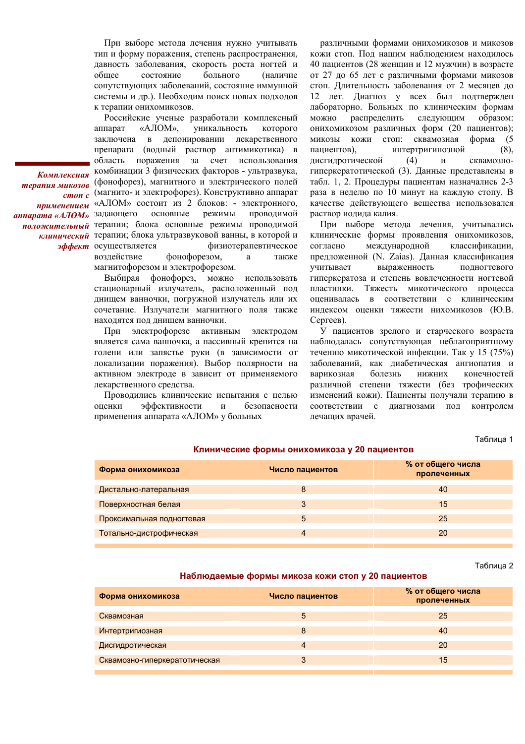При выборе метода лечения нужно учитывать тип и форму поражения, степень распространения, давность заболевания, скорость роста ногтей и общее состояние больного (наличие сопутствующих заболеваний, состояние иммунной системы и др.). Необходим поиск новых подходов к терапии онихомикозов.

*Комплексная терапия микозов стоп с применением аппарата «АЛОМ» положительный клинический эффект*

Российские ученые разработали комплексный аппарат «АЛОМ», уникальность которого заключена в депонировании лекарственного препарата (водный раствор антимикотика) в область поражения за счет использования комбинации 3 физических факторов - ультразвука, (фонофорез), магнитного и электрического полей (магнито- и электрофорез). Конструктивно аппарат «АЛОМ» состоит из 2 блоков: - электронного, задающего основные режимы проводимой терапии; блока основные режимы проводимой терапии; блока ультразвуковой ванны, в которой и осуществляется физиотерапевтическое воздействие фонофорезом, а также магнитофорезом и электрофорезом.

Выбирая фонофорез, можно использовать стационарный излучатель, расположенный под днищем ванночки, погружной излучатель или их сочетание. Излучатели магнитного поля также находятся под днищем ванночки.

При электрофорезе активным электродом является сама ванночка, а пассивный крепится на голени или запястье руки (в зависимости от локализации поражения). Выбор полярности на активном электроде в зависит от применяемого лекарственного средства.

Проводились клинические испытания с целью оценки эффективности и безопасности применения аппарата «АЛОМ» у больных различными формами онихомикозов и микозов кожи стоп. Под нашим наблюдением находилось 40 пациентов (28 женщин и 12 мужчин) в возрасте от 27 до 65 лет с различными формами микозов стоп. Длительность заболевания от 2 месяцев до 12 лет. Диагноз у всех был подтвержден лабораторно. Больных по клиническим формам можно распределить следующим образом: онихомикозом различных форм (20 пациентов); микозы кожи стоп: сквамозная форма (5 пациентов), интертригинозной (8), дисгидротической (4) и сквамозно-гиперкератотической (3). Данные представлены в табл. 1, 2. Процедуры пациентам назначались 2-3 раза в неделю по 10 минут на каждую стопу. В качестве действующего вещества использовался раствор иодида калия.

При выборе метода лечения, учитывались клинические формы проявления онихомикозов, согласно международной классификации, предложенной (N. Zaias). Данная классификация учитывает выраженность подногтевого гиперкератоза и степень вовлеченности ногтевой пластинки. Тяжесть микотического процесса оценивалась в соответствии с клиническим индексом оценки тяжести нихомикозов (Ю.В. Сергеев).

У пациентов зрелого и старческого возраста наблюдалась сопутствующая неблагоприятному течению микотической инфекции. Так у 15 (75%) заболеваний, как диабетическая ангиопатия и варикозная болезнь нижних конечностей различной степени тяжести (без трофических изменений кожи). Пациенты получали терапию в соответствии с диагнозами под контролем лечащих врачей.

Таблица 1

**Клинические формы онихомикоза у 20 пациентов**

| Форма онихомикоза | Число пациентов | % от общего числа пролеченных |
|---|---|---|
| Дистально-латеральная | 8 | 40 |
| Поверхностная белая | 3 | 15 |
| Проксимальная подногтевая | 5 | 25 |
| Тотально-дистрофическая | 4 | 20 |

Таблица 2

**Наблюдаемые формы микоза кожи стоп у 20 пациентов**

| Форма онихомикоза | Число пациентов | % от общего числа пролеченных |
|---|---|---|
| Сквамозная | 5 | 25 |
| Интертригиозная | 8 | 40 |
| Дисгидротическая | 4 | 20 |
| Сквамозно-гиперкератотическая | 3 | 15 |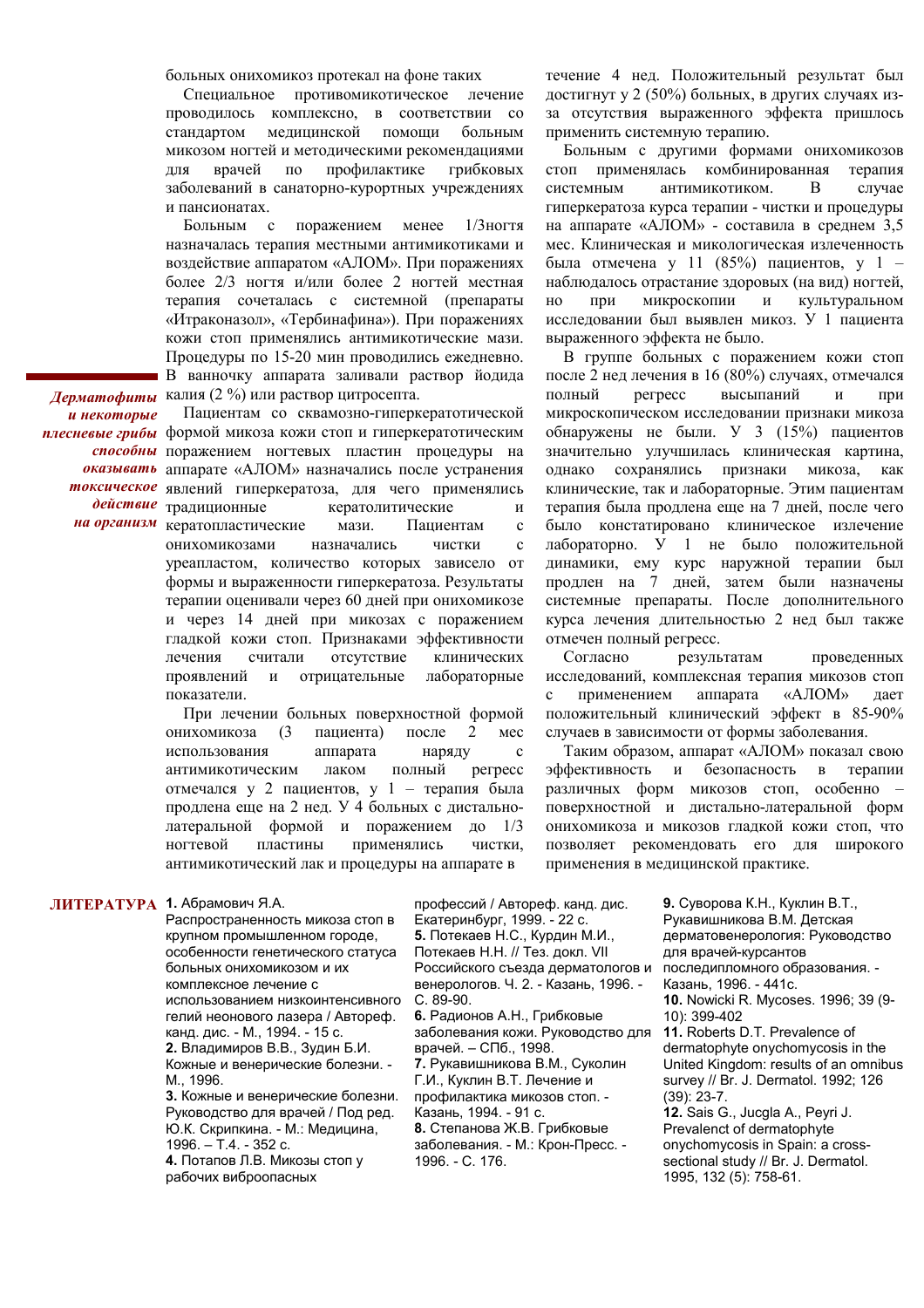больных онихомикоз протекал на фоне таких

Специальное противомикотическое лечение проводилось комплексно, в соответствии со стандартом медицинской помощи больным микозом ногтей и методическими рекомендациями для врачей по профилактике грибковых заболеваний в санаторно-курортных учреждениях и пансионатах.

Больным с поражением менее 1/3ногтя назначалась терапия местными антимикотиками и воздействие аппаратом «АЛОМ». При поражениях более 2/3 ногтя и/или более 2 ногтей местная терапия сочеталась с системной (препараты «Итраконазол», «Тербинафина»). При поражениях кожи стоп применялись антимикотические мази. Процедуры по 15-20 мин проводились ежедневно. В ванночку аппарата заливали раствор йодида калия (2 %) или раствор цитросепта.

***Дерматофиты и некоторые плесневые грибы способны оказывать токсическое действие на организм***

Пациентам со сквамозно-гиперкератотической формой микоза кожи стоп и гиперкератотическим поражением ногтевых пластин процедуры на аппарате «АЛОМ» назначались после устранения явлений гиперкератоза, для чего применялись традиционные кератолитические и кератопластические мази. Пациентам с онихомикозами назначались чистки с уреапластом, количество которых зависело от формы и выраженности гиперкератоза. Результаты терапии оценивали через 60 дней при онихомикозе и через 14 дней при микозах с поражением гладкой кожи стоп. Признаками эффективности лечения считали отсутствие клинических проявлений и отрицательные лабораторные показатели.

При лечении больных поверхностной формой онихомикоза (3 пациента) после 2 мес использования аппарата наряду с антимикотическим лаком полный регресс отмечался у 2 пациентов, у 1 – терапия была продлена еще на 2 нед. У 4 больных с дистально-латеральной формой и поражением до 1/3 ногтевой пластины применялись чистки, антимикотический лак и процедуры на аппарате в течение 4 нед. Положительный результат был достигнут у 2 (50%) больных, в других случаях из-за отсутствия выраженного эффекта пришлось применить системную терапию.

Больным с другими формами онихомикозов стоп применялась комбинированная терапия системным антимикотиком. В случае гиперкератоза курса терапии - чистки и процедуры на аппарате «АЛОМ» - составила в среднем 3,5 мес. Клиническая и микологическая излеченность была отмечена у 11 (85%) пациентов, у 1 – наблюдалось отрастание здоровых (на вид) ногтей, но при микроскопии и культуральном исследовании был выявлен микоз. У 1 пациента выраженного эффекта не было.

В группе больных с поражением кожи стоп после 2 нед лечения в 16 (80%) случаях, отмечался полный регресс высыпаний и при микроскопическом исследовании признаки микоза обнаружены не были. У 3 (15%) пациентов значительно улучшилась клиническая картина, однако сохранялись признаки микоза, как клинические, так и лабораторные. Этим пациентам терапия была продлена еще на 7 дней, после чего было констатировано клиническое излечение лабораторно. У 1 не было положительной динамики, ему курс наружной терапии был продлен на 7 дней, затем были назначены системные препараты. После дополнительного курса лечения длительностью 2 нед был также отмечен полный регресс.

Согласно результатам проведенных исследований, комплексная терапия микозов стоп с применением аппарата «АЛОМ» дает положительный клинический эффект в 85-90% случаев в зависимости от формы заболевания.

Таким образом, аппарат «АЛОМ» показал свою эффективность и безопасность в терапии различных форм микозов стоп, особенно – поверхностной и дистально-латеральной форм онихомикоза и микозов гладкой кожи стоп, что позволяет рекомендовать его для широкого применения в медицинской практике.

## ЛИТЕРАТУРА

**1.** Абрамович Я.А. Распространенность микоза стоп в крупном промышленном городе, особенности генетического статуса больных онихомикозом и их комплексное лечение с использованием низкоинтенсивного гелий неонового лазера / Автореф. канд. дис. - М., 1994. - 15 с.
**2.** Владимиров В.В., Зудин Б.И. Кожные и венерические болезни. - М., 1996.
**3.** Кожные и венерические болезни. Руководство для врачей / Под ред. Ю.К. Скрипкина. - М.: Медицина, 1996. – Т.4. - 352 с.
**4.** Потапов Л.В. Микозы стоп у рабочих виброопасных профессий / Автореф. канд. дис. Екатеринбург, 1999. - 22 с.
**5.** Потекаев Н.С., Курдин М.И., Потекаев Н.Н. // Тез. докл. VII Российского съезда дерматологов и венерологов. Ч. 2. - Казань, 1996. - С. 89-90.
**6.** Радионов А.Н., Грибковые заболевания кожи. Руководство для врачей. – СПб., 1998.
**7.** Рукавишникова В.М., Суколин Г.И., Куклин В.Т. Лечение и профилактика микозов стоп. - Казань, 1994. - 91 с.
**8.** Степанова Ж.В. Грибковые заболевания. - М.: Крон-Пресс. - 1996. - С. 176.
**9.** Суворова К.Н., Куклин В.Т., Рукавишникова В.М. Детская дерматовенерология: Руководство для врачей-курсантов последипломного образования. - Казань, 1996. - 441с.
**10.** Nowicki R. Mycoses. 1996; 39 (9-10): 399-402
**11.** Roberts D.T. Prevalence of dermatophyte onychomycosis in the United Kingdom: results of an omnibus survey // Br. J. Dermatol. 1992; 126 (39): 23-7.
**12.** Sais G., Jucgla A., Peyri J. Prevalenct of dermatophyte onychomycosis in Spain: a cross-sectional study // Br. J. Dermatol. 1995, 132 (5): 758-61.